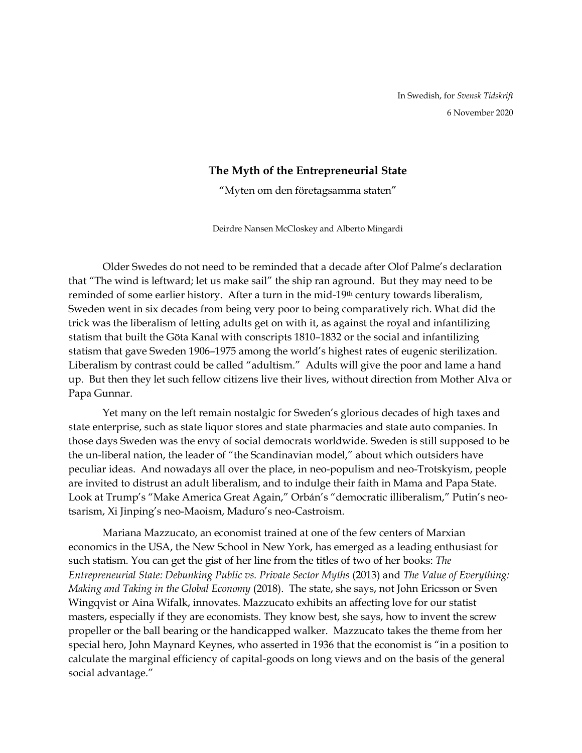In Swedish, for *Svensk Tidskrift*

6 November 2020

# The Myth of the Entrepreneurial State

"Myten om den företagsamma staten"

Deirdre Nansen McCloskey and Alberto Mingardi

Older Swedes do not need to be reminded that a decade after Olof Palme's declaration that "The wind is leftward; let us make sail" the ship ran aground. But they may need to be reminded of some earlier history. After a turn in the mid-19th century towards liberalism, Sweden went in six decades from being very poor to being comparatively rich. What did the trick was the liberalism of letting adults get on with it, as against the royal and infantilizing statism that built the Göta Kanal with conscripts 1810–1832 or the social and infantilizing statism that gave Sweden 1906–1975 among the world's highest rates of eugenic sterilization. Liberalism by contrast could be called "adultism." Adults will give the poor and lame a hand up. But then they let such fellow citizens live their lives, without direction from Mother Alva or Papa Gunnar.

Yet many on the left remain nostalgic for Sweden's glorious decades of high taxes and state enterprise, such as state liquor stores and state pharmacies and state auto companies. In those days Sweden was the envy of social democrats worldwide. Sweden is still supposed to be the un-liberal nation, the leader of "the Scandinavian model," about which outsiders have peculiar ideas. And nowadays all over the place, in neo-populism and neo-Trotskyism, people are invited to distrust an adult liberalism, and to indulge their faith in Mama and Papa State. Look at Trump's "Make America Great Again," Orbán's "democratic illiberalism," Putin's neo-tsarism, Xi Jinping's neo-Maoism, Maduro's neo-Castroism.

Mariana Mazzucato, an economist trained at one of the few centers of Marxian economics in the USA, the New School in New York, has emerged as a leading enthusiast for such statism. You can get the gist of her line from the titles of two of her books: *The Entrepreneurial State: Debunking Public vs. Private Sector Myths* (2013) and *The Value of Everything: Making and Taking in the Global Economy* (2018). The state, she says, not John Ericsson or Sven Wingqvist or Aina Wifalk, innovates. Mazzucato exhibits an affecting love for our statist masters, especially if they are economists. They know best, she says, how to invent the screw propeller or the ball bearing or the handicapped walker. Mazzucato takes the theme from her special hero, John Maynard Keynes, who asserted in 1936 that the economist is "in a position to calculate the marginal efficiency of capital-goods on long views and on the basis of the general social advantage."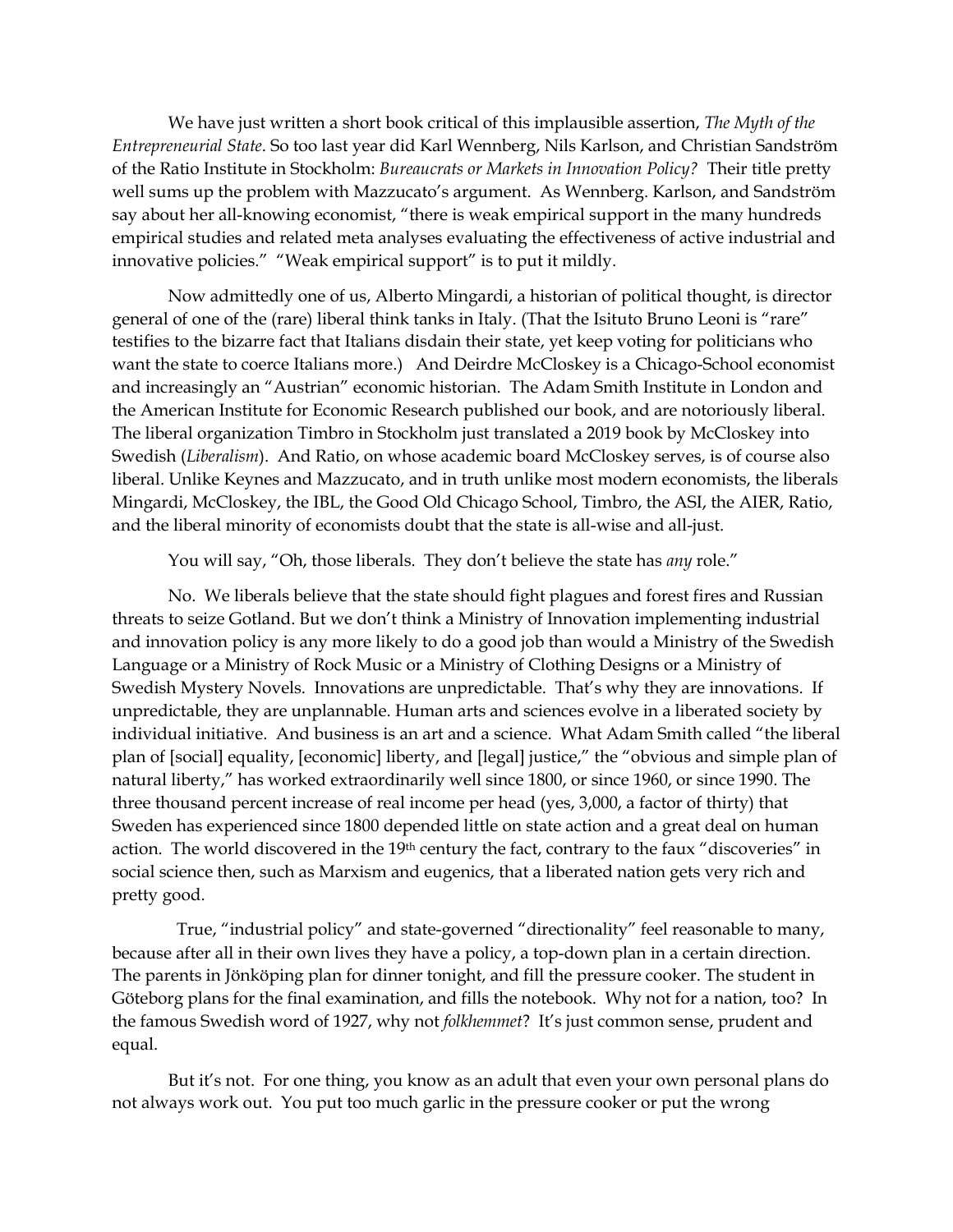We have just written a short book critical of this implausible assertion, *The Myth of the Entrepreneurial State*. So too last year did Karl Wennberg, Nils Karlson, and Christian Sandström of the Ratio Institute in Stockholm: *Bureaucrats or Markets in Innovation Policy?* Their title pretty well sums up the problem with Mazzucato's argument. As Wennberg. Karlson, and Sandström say about her all-knowing economist, "there is weak empirical support in the many hundreds empirical studies and related meta analyses evaluating the effectiveness of active industrial and innovative policies." "Weak empirical support" is to put it mildly.

Now admittedly one of us, Alberto Mingardi, a historian of political thought, is director general of one of the (rare) liberal think tanks in Italy. (That the Isituto Bruno Leoni is "rare" testifies to the bizarre fact that Italians disdain their state, yet keep voting for politicians who want the state to coerce Italians more.) And Deirdre McCloskey is a Chicago-School economist and increasingly an "Austrian" economic historian. The Adam Smith Institute in London and the American Institute for Economic Research published our book, and are notoriously liberal. The liberal organization Timbro in Stockholm just translated a 2019 book by McCloskey into Swedish (*Liberalism*). And Ratio, on whose academic board McCloskey serves, is of course also liberal. Unlike Keynes and Mazzucato, and in truth unlike most modern economists, the liberals Mingardi, McCloskey, the IBL, the Good Old Chicago School, Timbro, the ASI, the AIER, Ratio, and the liberal minority of economists doubt that the state is all-wise and all-just.

You will say, "Oh, those liberals. They don't believe the state has *any* role."

No. We liberals believe that the state should fight plagues and forest fires and Russian threats to seize Gotland. But we don't think a Ministry of Innovation implementing industrial and innovation policy is any more likely to do a good job than would a Ministry of the Swedish Language or a Ministry of Rock Music or a Ministry of Clothing Designs or a Ministry of Swedish Mystery Novels. Innovations are unpredictable. That's why they are innovations. If unpredictable, they are unplannable. Human arts and sciences evolve in a liberated society by individual initiative. And business is an art and a science. What Adam Smith called "the liberal plan of [social] equality, [economic] liberty, and [legal] justice," the "obvious and simple plan of natural liberty," has worked extraordinarily well since 1800, or since 1960, or since 1990. The three thousand percent increase of real income per head (yes, 3,000, a factor of thirty) that Sweden has experienced since 1800 depended little on state action and a great deal on human action. The world discovered in the 19th century the fact, contrary to the faux "discoveries" in social science then, such as Marxism and eugenics, that a liberated nation gets very rich and pretty good.

True, "industrial policy" and state-governed "directionality" feel reasonable to many, because after all in their own lives they have a policy, a top-down plan in a certain direction. The parents in Jönköping plan for dinner tonight, and fill the pressure cooker. The student in Göteborg plans for the final examination, and fills the notebook. Why not for a nation, too? In the famous Swedish word of 1927, why not *folkhemmet*? It's just common sense, prudent and equal.

But it's not. For one thing, you know as an adult that even your own personal plans do not always work out. You put too much garlic in the pressure cooker or put the wrong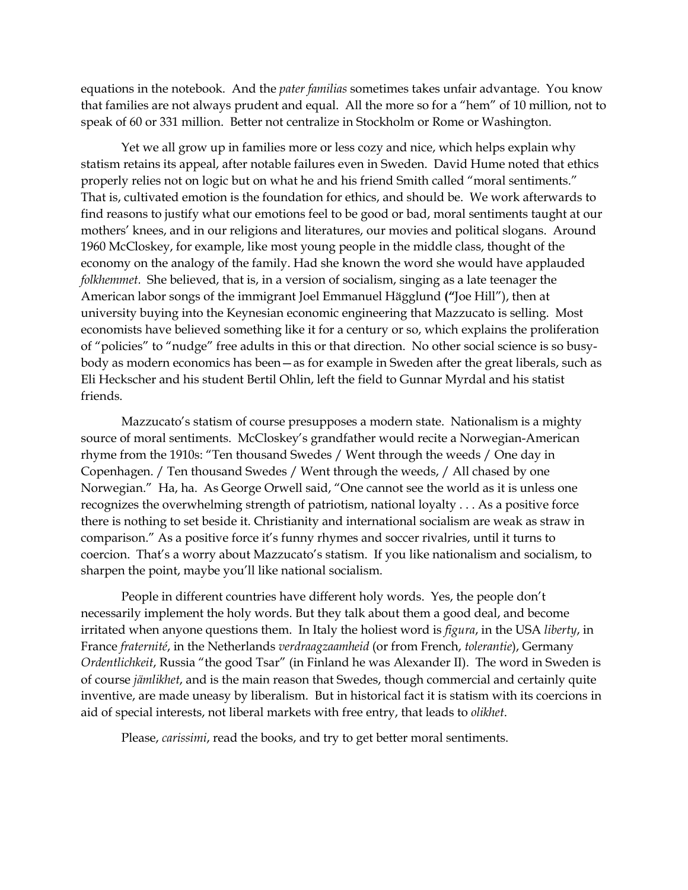equations in the notebook. And the *pater familias* sometimes takes unfair advantage. You know that families are not always prudent and equal. All the more so for a "hem" of 10 million, not to speak of 60 or 331 million. Better not centralize in Stockholm or Rome or Washington.

Yet we all grow up in families more or less cozy and nice, which helps explain why statism retains its appeal, after notable failures even in Sweden. David Hume noted that ethics properly relies not on logic but on what he and his friend Smith called "moral sentiments." That is, cultivated emotion is the foundation for ethics, and should be. We work afterwards to find reasons to justify what our emotions feel to be good or bad, moral sentiments taught at our mothers' knees, and in our religions and literatures, our movies and political slogans. Around 1960 McCloskey, for example, like most young people in the middle class, thought of the economy on the analogy of the family. Had she known the word she would have applauded *folkhemmet.* She believed, that is, in a version of socialism, singing as a late teenager the American labor songs of the immigrant Joel Emmanuel Hägglund **("**Joe Hill"), then at university buying into the Keynesian economic engineering that Mazzucato is selling. Most economists have believed something like it for a century or so, which explains the proliferation of "policies" to "nudge" free adults in this or that direction. No other social science is so busy-body as modern economics has been—as for example in Sweden after the great liberals, such as Eli Heckscher and his student Bertil Ohlin, left the field to Gunnar Myrdal and his statist friends.

Mazzucato's statism of course presupposes a modern state. Nationalism is a mighty source of moral sentiments. McCloskey's grandfather would recite a Norwegian-American rhyme from the 1910s: "Ten thousand Swedes / Went through the weeds / One day in Copenhagen. / Ten thousand Swedes / Went through the weeds, / All chased by one Norwegian." Ha, ha. As George Orwell said, "One cannot see the world as it is unless one recognizes the overwhelming strength of patriotism, national loyalty . . . As a positive force there is nothing to set beside it. Christianity and international socialism are weak as straw in comparison." As a positive force it's funny rhymes and soccer rivalries, until it turns to coercion. That's a worry about Mazzucato's statism. If you like nationalism and socialism, to sharpen the point, maybe you'll like national socialism.

People in different countries have different holy words. Yes, the people don't necessarily implement the holy words. But they talk about them a good deal, and become irritated when anyone questions them. In Italy the holiest word is *figura*, in the USA *liberty*, in France *fraternité*, in the Netherlands *verdraagzaamheid* (or from French, *tolerantie*), Germany *Ordentlichkeit*, Russia "the good Tsar" (in Finland he was Alexander II). The word in Sweden is of course *jämlikhet*, and is the main reason that Swedes, though commercial and certainly quite inventive, are made uneasy by liberalism. But in historical fact it is statism with its coercions in aid of special interests, not liberal markets with free entry, that leads to *olikhet*.

Please, *carissimi*, read the books, and try to get better moral sentiments.